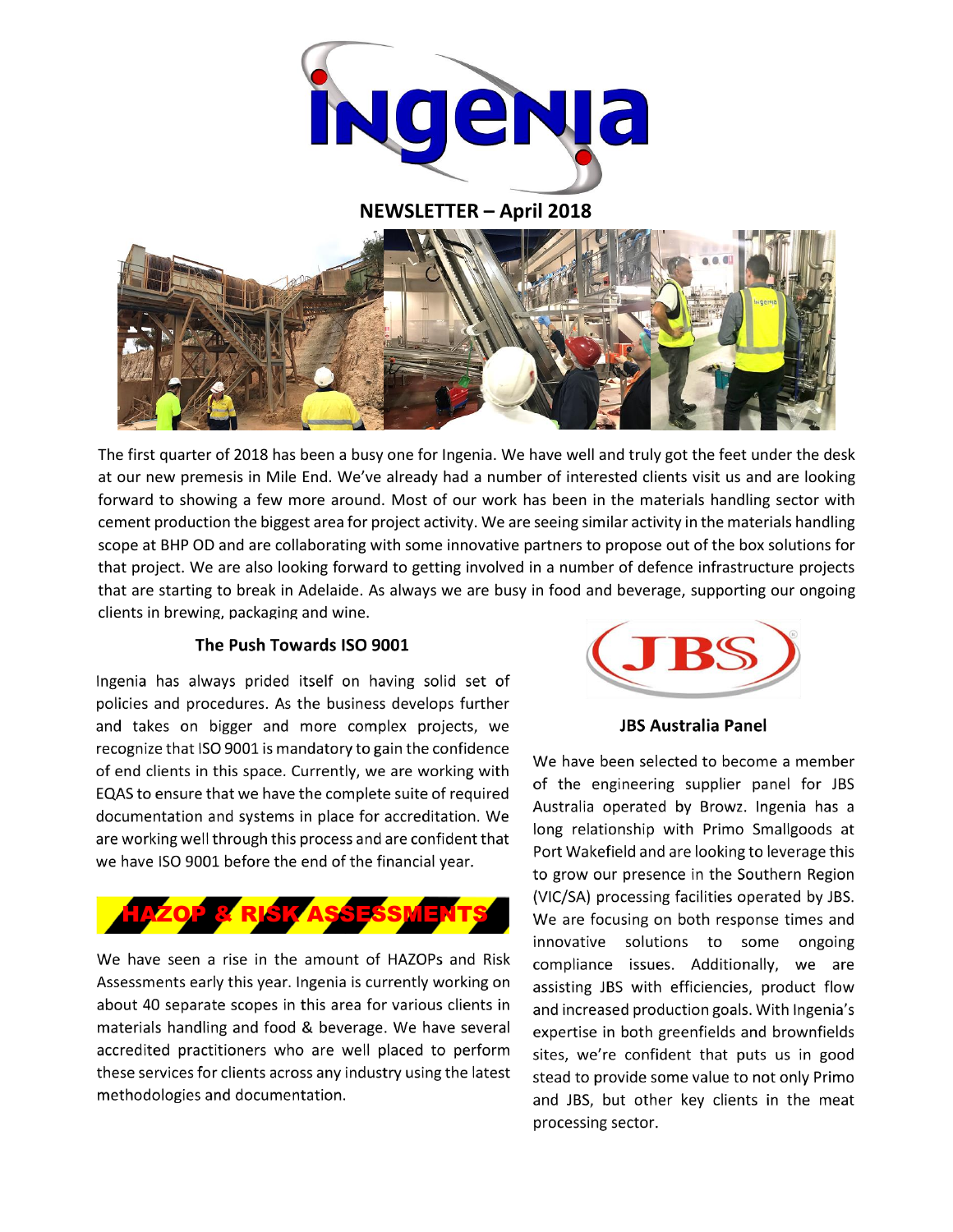# NEWSLETTER – April 2018

The first quarter of 2018 has been a busy one for Ingenia. We have well and truly got the feet under the desk at our new premesis in Mile End. We've already had a number of interested clients visit us and are looking forward to showing a few more around. Most of our work has been in the materials handling sector with cement production the biggest area for project activity. We are seeing similar activity in the materials handling scope at BHP OD and are collaborating with some innovative partners to propose out of the box solutions for that project. We are also looking forward to getting involved in a number of defence infrastructure projects that are starting to break in Adelaide. As always we are busy in food and beverage, supporting our ongoing clients in brewing, packaging and wine.

## The Push Towards ISO 9001

Ingenia has always prided itself on having solid set of policies and procedures. As the business develops further and takes on bigger and more complex projects, we recognize that ISO 9001 is mandatory to gain the confidence of end clients in this space. Currently, we are working with EQAS to ensure that we have the complete suite of required documentation and systems in place for accreditation. We are working well through this process and are confident that we have ISO 9001 before the end of the financial year.

## HAZOP & RISK ASSESSMENTS

We have seen a rise in the amount of HAZOPs and Risk Assessments early this year. Ingenia is currently working on about 40 separate scopes in this area for various clients in materials handling and food & beverage. We have several accredited practitioners who are well placed to perform these services for clients across any industry using the latest methodologies and documentation.

## JBS Australia Panel

We have been selected to become a member of the engineering supplier panel for JBS Australia operated by Browz. Ingenia has a long relationship with Primo Smallgoods at Port Wakefield and are looking to leverage this to grow our presence in the Southern Region (VIC/SA) processing facilities operated by JBS. We are focusing on both response times and innovative solutions to some ongoing compliance issues. Additionally, we are assisting JBS with efficiencies, product flow and increased production goals. With Ingenia's expertise in both greenfields and brownfields sites, we're confident that puts us in good stead to provide some value to not only Primo and JBS, but other key clients in the meat processing sector.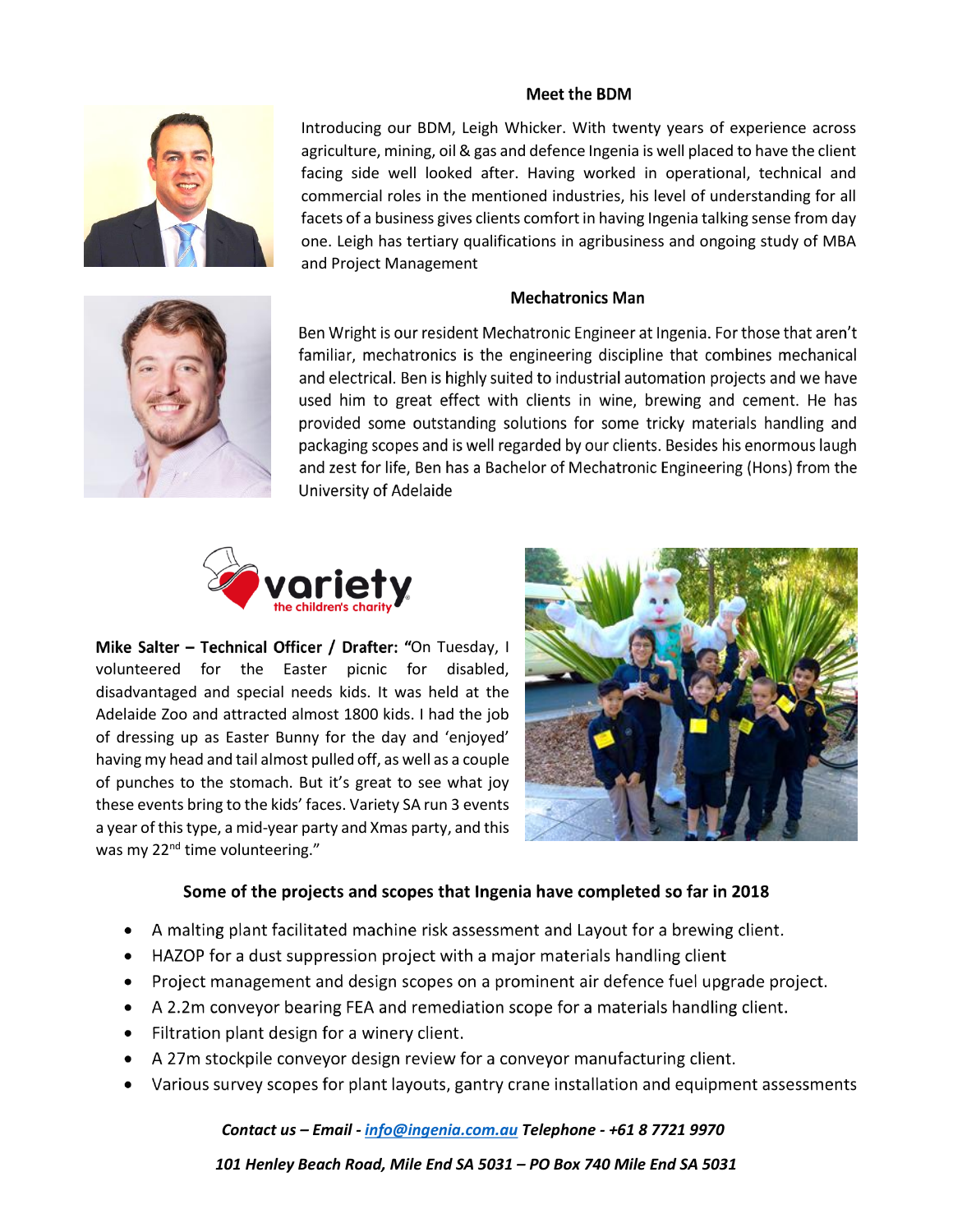## Meet the BDM

Introducing our BDM, Leigh Whicker. With twenty years of experience across agriculture, mining, oil & gas and defence Ingenia is well placed to have the client facing side well looked after. Having worked in operational, technical and commercial roles in the mentioned industries, his level of understanding for all facets of a business gives clients comfort in having Ingenia talking sense from day one. Leigh has tertiary qualifications in agribusiness and ongoing study of MBA and Project Management

## Mechatronics Man

Ben Wright is our resident Mechatronic Engineer at Ingenia. For those that aren't familiar, mechatronics is the engineering discipline that combines mechanical and electrical. Ben is highly suited to industrial automation projects and we have used him to great effect with clients in wine, brewing and cement. He has provided some outstanding solutions for some tricky materials handling and packaging scopes and is well regarded by our clients. Besides his enormous laugh and zest for life, Ben has a Bachelor of Mechatronic Engineering (Hons) from the University of Adelaide

variety
the children's charity

**Mike Salter – Technical Officer / Drafter:** "On Tuesday, I volunteered for the Easter picnic for disabled, disadvantaged and special needs kids. It was held at the Adelaide Zoo and attracted almost 1800 kids. I had the job of dressing up as Easter Bunny for the day and 'enjoyed' having my head and tail almost pulled off, as well as a couple of punches to the stomach. But it's great to see what joy these events bring to the kids' faces. Variety SA run 3 events a year of this type, a mid-year party and Xmas party, and this was my 22nd time volunteering."

## Some of the projects and scopes that Ingenia have completed so far in 2018

- A malting plant facilitated machine risk assessment and Layout for a brewing client.
- HAZOP for a dust suppression project with a major materials handling client
- Project management and design scopes on a prominent air defence fuel upgrade project.
- A 2.2m conveyor bearing FEA and remediation scope for a materials handling client.
- Filtration plant design for a winery client.
- A 27m stockpile conveyor design review for a conveyor manufacturing client.
- Various survey scopes for plant layouts, gantry crane installation and equipment assessments

***Contact us – Email - [info@ingenia.com.au](mailto:info@ingenia.com.au) Telephone - +61 8 7721 9970***

***101 Henley Beach Road, Mile End SA 5031 – PO Box 740 Mile End SA 5031***